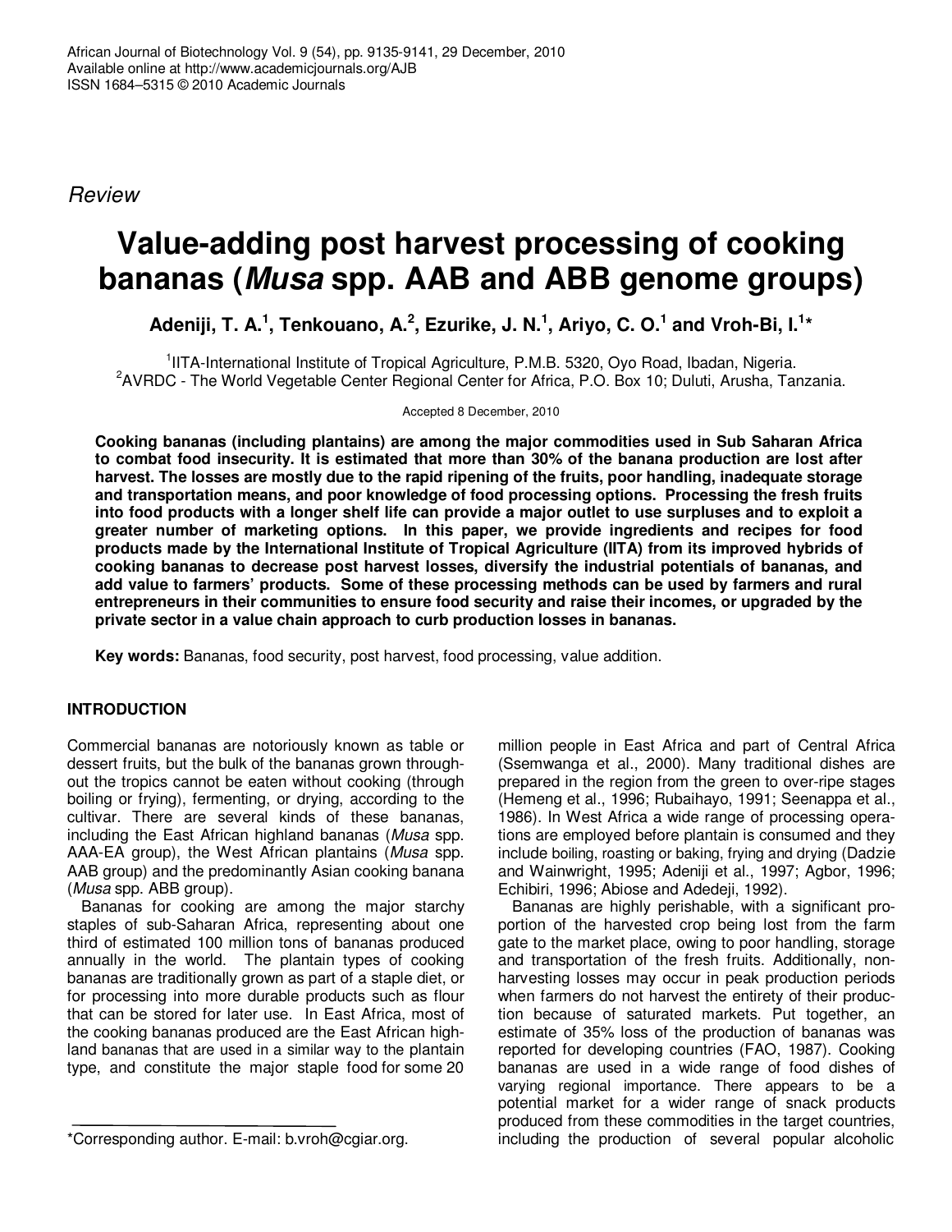*Review*

# Value-adding post harvest processing of cooking bananas (*Musa* spp. AAB and ABB genome groups)

**Adeniji, T. A.[1], Tenkouano, A.[2], Ezurike, J. N.[1], Ariyo, C. O.[1] and Vroh-Bi, I.[1]***

[1]IITA-International Institute of Tropical Agriculture, P.M.B. 5320, Oyo Road, Ibadan, Nigeria.
[2]AVRDC - The World Vegetable Center Regional Center for Africa, P.O. Box 10; Duluti, Arusha, Tanzania.

Accepted 8 December, 2010

**Cooking bananas (including plantains) are among the major commodities used in Sub Saharan Africa to combat food insecurity. It is estimated that more than 30% of the banana production are lost after harvest. The losses are mostly due to the rapid ripening of the fruits, poor handling, inadequate storage and transportation means, and poor knowledge of food processing options. Processing the fresh fruits into food products with a longer shelf life can provide a major outlet to use surpluses and to exploit a greater number of marketing options. In this paper, we provide ingredients and recipes for food products made by the International Institute of Tropical Agriculture (IITA) from its improved hybrids of cooking bananas to decrease post harvest losses, diversify the industrial potentials of bananas, and add value to farmers' products. Some of these processing methods can be used by farmers and rural entrepreneurs in their communities to ensure food security and raise their incomes, or upgraded by the private sector in a value chain approach to curb production losses in bananas.**

**Key words:** Bananas, food security, post harvest, food processing, value addition.

## INTRODUCTION

Commercial bananas are notoriously known as table or dessert fruits, but the bulk of the bananas grown throughout the tropics cannot be eaten without cooking (through boiling or frying), fermenting, or drying, according to the cultivar. There are several kinds of these bananas, including the East African highland bananas (*Musa* spp. AAA-EA group), the West African plantains (*Musa* spp. AAB group) and the predominantly Asian cooking banana (*Musa* spp. ABB group).

Bananas for cooking are among the major starchy staples of sub-Saharan Africa, representing about one third of estimated 100 million tons of bananas produced annually in the world. The plantain types of cooking bananas are traditionally grown as part of a staple diet, or for processing into more durable products such as flour that can be stored for later use. In East Africa, most of the cooking bananas produced are the East African highland bananas that are used in a similar way to the plantain type, and constitute the major staple food for some 20 million people in East Africa and part of Central Africa (Ssemwanga et al., 2000). Many traditional dishes are prepared in the region from the green to over-ripe stages (Hemeng et al., 1996; Rubaihayo, 1991; Seenappa et al., 1986). In West Africa a wide range of processing operations are employed before plantain is consumed and they include boiling, roasting or baking, frying and drying (Dadzie and Wainwright, 1995; Adeniji et al., 1997; Agbor, 1996; Echibiri, 1996; Abiose and Adedeji, 1992).

Bananas are highly perishable, with a significant proportion of the harvested crop being lost from the farm gate to the market place, owing to poor handling, storage and transportation of the fresh fruits. Additionally, non-harvesting losses may occur in peak production periods when farmers do not harvest the entirety of their production because of saturated markets. Put together, an estimate of 35% loss of the production of bananas was reported for developing countries (FAO, 1987). Cooking bananas are used in a wide range of food dishes of varying regional importance. There appears to be a potential market for a wider range of snack products produced from these commodities in the target countries, including the production of several popular alcoholic

*Corresponding author. E-mail: b.vroh@cgiar.org.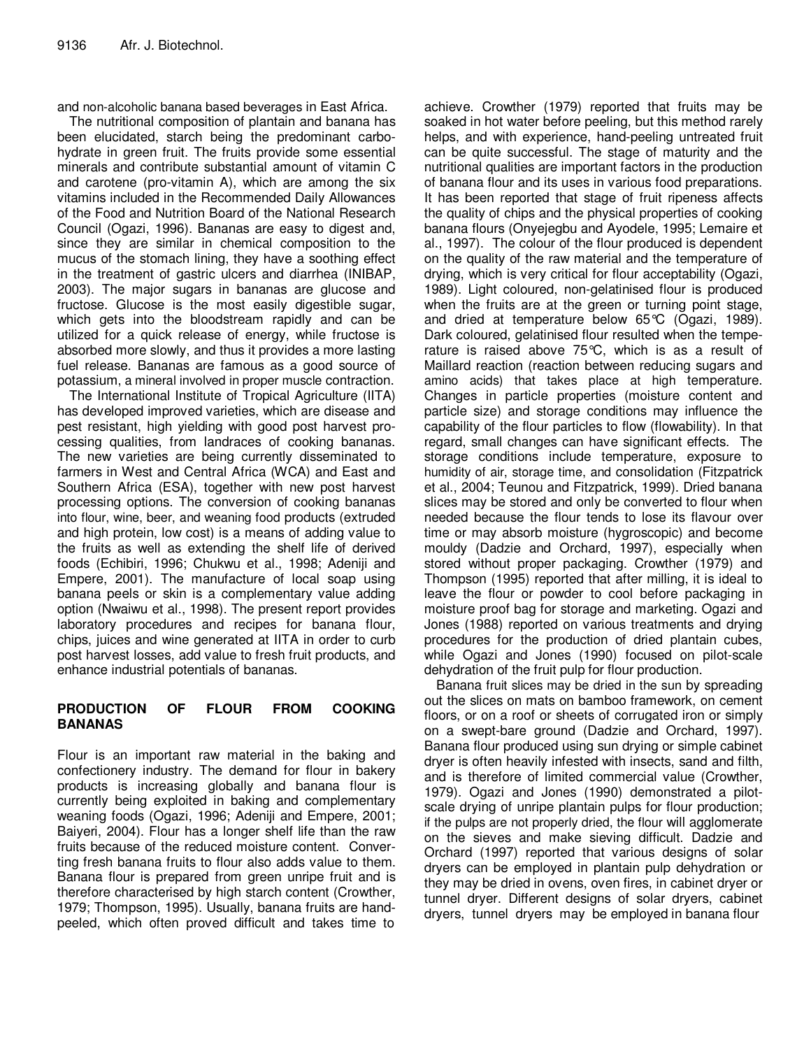and non-alcoholic banana based beverages in East Africa.

The nutritional composition of plantain and banana has been elucidated, starch being the predominant carbohydrate in green fruit. The fruits provide some essential minerals and contribute substantial amount of vitamin C and carotene (pro-vitamin A), which are among the six vitamins included in the Recommended Daily Allowances of the Food and Nutrition Board of the National Research Council (Ogazi, 1996). Bananas are easy to digest and, since they are similar in chemical composition to the mucus of the stomach lining, they have a soothing effect in the treatment of gastric ulcers and diarrhea (INIBAP, 2003). The major sugars in bananas are glucose and fructose. Glucose is the most easily digestible sugar, which gets into the bloodstream rapidly and can be utilized for a quick release of energy, while fructose is absorbed more slowly, and thus it provides a more lasting fuel release. Bananas are famous as a good source of potassium, a mineral involved in proper muscle contraction.

The International Institute of Tropical Agriculture (IITA) has developed improved varieties, which are disease and pest resistant, high yielding with good post harvest processing qualities, from landraces of cooking bananas. The new varieties are being currently disseminated to farmers in West and Central Africa (WCA) and East and Southern Africa (ESA), together with new post harvest processing options. The conversion of cooking bananas into flour, wine, beer, and weaning food products (extruded and high protein, low cost) is a means of adding value to the fruits as well as extending the shelf life of derived foods (Echibiri, 1996; Chukwu et al., 1998; Adeniji and Empere, 2001). The manufacture of local soap using banana peels or skin is a complementary value adding option (Nwaiwu et al., 1998). The present report provides laboratory procedures and recipes for banana flour, chips, juices and wine generated at IITA in order to curb post harvest losses, add value to fresh fruit products, and enhance industrial potentials of bananas.

## PRODUCTION OF FLOUR FROM COOKING BANANAS

Flour is an important raw material in the baking and confectionery industry. The demand for flour in bakery products is increasing globally and banana flour is currently being exploited in baking and complementary weaning foods (Ogazi, 1996; Adeniji and Empere, 2001; Baiyeri, 2004). Flour has a longer shelf life than the raw fruits because of the reduced moisture content. Converting fresh banana fruits to flour also adds value to them. Banana flour is prepared from green unripe fruit and is therefore characterised by high starch content (Crowther, 1979; Thompson, 1995). Usually, banana fruits are hand-peeled, which often proved difficult and takes time to achieve. Crowther (1979) reported that fruits may be soaked in hot water before peeling, but this method rarely helps, and with experience, hand-peeling untreated fruit can be quite successful. The stage of maturity and the nutritional qualities are important factors in the production of banana flour and its uses in various food preparations. It has been reported that stage of fruit ripeness affects the quality of chips and the physical properties of cooking banana flours (Onyejegbu and Ayodele, 1995; Lemaire et al., 1997). The colour of the flour produced is dependent on the quality of the raw material and the temperature of drying, which is very critical for flour acceptability (Ogazi, 1989). Light coloured, non-gelatinised flour is produced when the fruits are at the green or turning point stage, and dried at temperature below 65°C (Ogazi, 1989). Dark coloured, gelatinised flour resulted when the temperature is raised above 75°C, which is as a result of Maillard reaction (reaction between reducing sugars and amino acids) that takes place at high temperature. Changes in particle properties (moisture content and particle size) and storage conditions may influence the capability of the flour particles to flow (flowability). In that regard, small changes can have significant effects. The storage conditions include temperature, exposure to humidity of air, storage time, and consolidation (Fitzpatrick et al., 2004; Teunou and Fitzpatrick, 1999). Dried banana slices may be stored and only be converted to flour when needed because the flour tends to lose its flavour over time or may absorb moisture (hygroscopic) and become mouldy (Dadzie and Orchard, 1997), especially when stored without proper packaging. Crowther (1979) and Thompson (1995) reported that after milling, it is ideal to leave the flour or powder to cool before packaging in moisture proof bag for storage and marketing. Ogazi and Jones (1988) reported on various treatments and drying procedures for the production of dried plantain cubes, while Ogazi and Jones (1990) focused on pilot-scale dehydration of the fruit pulp for flour production.

Banana fruit slices may be dried in the sun by spreading out the slices on mats on bamboo framework, on cement floors, or on a roof or sheets of corrugated iron or simply on a swept-bare ground (Dadzie and Orchard, 1997). Banana flour produced using sun drying or simple cabinet dryer is often heavily infested with insects, sand and filth, and is therefore of limited commercial value (Crowther, 1979). Ogazi and Jones (1990) demonstrated a pilot-scale drying of unripe plantain pulps for flour production; if the pulps are not properly dried, the flour will agglomerate on the sieves and make sieving difficult. Dadzie and Orchard (1997) reported that various designs of solar dryers can be employed in plantain pulp dehydration or they may be dried in ovens, oven fires, in cabinet dryer or tunnel dryer. Different designs of solar dryers, cabinet dryers, tunnel dryers may be employed in banana flour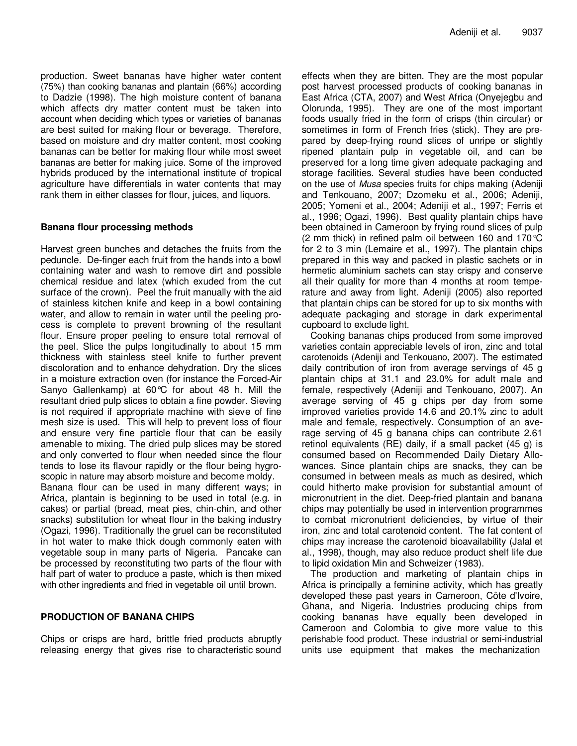production. Sweet bananas have higher water content (75%) than cooking bananas and plantain (66%) according to Dadzie (1998). The high moisture content of banana which affects dry matter content must be taken into account when deciding which types or varieties of bananas are best suited for making flour or beverage. Therefore, based on moisture and dry matter content, most cooking bananas can be better for making flour while most sweet bananas are better for making juice. Some of the improved hybrids produced by the international institute of tropical agriculture have differentials in water contents that may rank them in either classes for flour, juices, and liquors.

### Banana flour processing methods

Harvest green bunches and detaches the fruits from the peduncle. De-finger each fruit from the hands into a bowl containing water and wash to remove dirt and possible chemical residue and latex (which exuded from the cut surface of the crown). Peel the fruit manually with the aid of stainless kitchen knife and keep in a bowl containing water, and allow to remain in water until the peeling process is complete to prevent browning of the resultant flour. Ensure proper peeling to ensure total removal of the peel. Slice the pulps longitudinally to about 15 mm thickness with stainless steel knife to further prevent discoloration and to enhance dehydration. Dry the slices in a moisture extraction oven (for instance the Forced-Air Sanyo Gallenkamp) at 60°C for about 48 h. Mill the resultant dried pulp slices to obtain a fine powder. Sieving is not required if appropriate machine with sieve of fine mesh size is used. This will help to prevent loss of flour and ensure very fine particle flour that can be easily amenable to mixing. The dried pulp slices may be stored and only converted to flour when needed since the flour tends to lose its flavour rapidly or the flour being hygroscopic in nature may absorb moisture and become moldy.

Banana flour can be used in many different ways; in Africa, plantain is beginning to be used in total (e.g. in cakes) or partial (bread, meat pies, chin-chin, and other snacks) substitution for wheat flour in the baking industry (Ogazi, 1996). Traditionally the gruel can be reconstituted in hot water to make thick dough commonly eaten with vegetable soup in many parts of Nigeria. Pancake can be processed by reconstituting two parts of the flour with half part of water to produce a paste, which is then mixed with other ingredients and fried in vegetable oil until brown.

## PRODUCTION OF BANANA CHIPS

Chips or crisps are hard, brittle fried products abruptly releasing energy that gives rise to characteristic sound effects when they are bitten. They are the most popular post harvest processed products of cooking bananas in East Africa (CTA, 2007) and West Africa (Onyejegbu and Olorunda, 1995). They are one of the most important foods usually fried in the form of crisps (thin circular) or sometimes in form of French fries (stick). They are prepared by deep-frying round slices of unripe or slightly ripened plantain pulp in vegetable oil, and can be preserved for a long time given adequate packaging and storage facilities. Several studies have been conducted on the use of *Musa* species fruits for chips making (Adeniji and Tenkouano, 2007; Dzomeku et al., 2006; Adeniji, 2005; Yomeni et al., 2004; Adeniji et al., 1997; Ferris et al., 1996; Ogazi, 1996). Best quality plantain chips have been obtained in Cameroon by frying round slices of pulp (2 mm thick) in refined palm oil between 160 and 170°C for 2 to 3 min (Lemaire et al., 1997). The plantain chips prepared in this way and packed in plastic sachets or in hermetic aluminium sachets can stay crispy and conserve all their quality for more than 4 months at room temperature and away from light. Adeniji (2005) also reported that plantain chips can be stored for up to six months with adequate packaging and storage in dark experimental cupboard to exclude light.

Cooking bananas chips produced from some improved varieties contain appreciable levels of iron, zinc and total carotenoids (Adeniji and Tenkouano, 2007). The estimated daily contribution of iron from average servings of 45 g plantain chips at 31.1 and 23.0% for adult male and female, respectively (Adeniji and Tenkouano, 2007). An average serving of 45 g chips per day from some improved varieties provide 14.6 and 20.1% zinc to adult male and female, respectively. Consumption of an average serving of 45 g banana chips can contribute 2.61 retinol equivalents (RE) daily, if a small packet (45 g) is consumed based on Recommended Daily Dietary Allowances. Since plantain chips are snacks, they can be consumed in between meals as much as desired, which could hitherto make provision for substantial amount of micronutrient in the diet. Deep-fried plantain and banana chips may potentially be used in intervention programmes to combat micronutrient deficiencies, by virtue of their iron, zinc and total carotenoid content. The fat content of chips may increase the carotenoid bioavailability (Jalal et al., 1998), though, may also reduce product shelf life due to lipid oxidation Min and Schweizer (1983).

The production and marketing of plantain chips in Africa is principally a feminine activity, which has greatly developed these past years in Cameroon, Côte d'Ivoire, Ghana, and Nigeria. Industries producing chips from cooking bananas have equally been developed in Cameroon and Colombia to give more value to this perishable food product. These industrial or semi-industrial units use equipment that makes the mechanization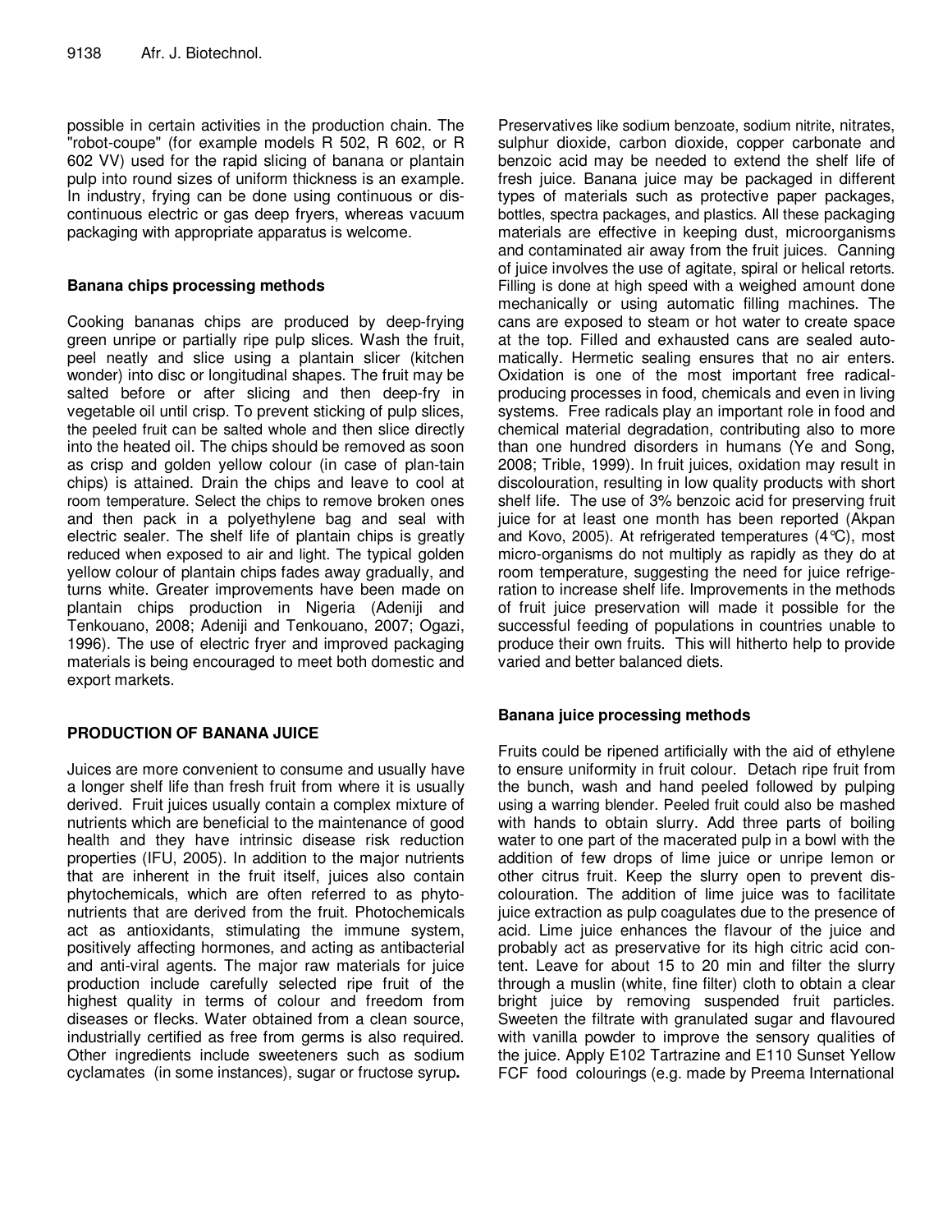possible in certain activities in the production chain. The "robot-coupe" (for example models R 502, R 602, or R 602 VV) used for the rapid slicing of banana or plantain pulp into round sizes of uniform thickness is an example. In industry, frying can be done using continuous or discontinuous electric or gas deep fryers, whereas vacuum packaging with appropriate apparatus is welcome.

### Banana chips processing methods

Cooking bananas chips are produced by deep-frying green unripe or partially ripe pulp slices. Wash the fruit, peel neatly and slice using a plantain slicer (kitchen wonder) into disc or longitudinal shapes. The fruit may be salted before or after slicing and then deep-fry in vegetable oil until crisp. To prevent sticking of pulp slices, the peeled fruit can be salted whole and then slice directly into the heated oil. The chips should be removed as soon as crisp and golden yellow colour (in case of plan-tain chips) is attained. Drain the chips and leave to cool at room temperature. Select the chips to remove broken ones and then pack in a polyethylene bag and seal with electric sealer. The shelf life of plantain chips is greatly reduced when exposed to air and light. The typical golden yellow colour of plantain chips fades away gradually, and turns white. Greater improvements have been made on plantain chips production in Nigeria (Adeniji and Tenkouano, 2008; Adeniji and Tenkouano, 2007; Ogazi, 1996). The use of electric fryer and improved packaging materials is being encouraged to meet both domestic and export markets.

## PRODUCTION OF BANANA JUICE

Juices are more convenient to consume and usually have a longer shelf life than fresh fruit from where it is usually derived. Fruit juices usually contain a complex mixture of nutrients which are beneficial to the maintenance of good health and they have intrinsic disease risk reduction properties (IFU, 2005). In addition to the major nutrients that are inherent in the fruit itself, juices also contain phytochemicals, which are often referred to as phytonutrients that are derived from the fruit. Photochemicals act as antioxidants, stimulating the immune system, positively affecting hormones, and acting as antibacterial and anti-viral agents. The major raw materials for juice production include carefully selected ripe fruit of the highest quality in terms of colour and freedom from diseases or flecks. Water obtained from a clean source, industrially certified as free from germs is also required. Other ingredients include sweeteners such as sodium cyclamates (in some instances), sugar or fructose syrup**.**

Preservatives like sodium benzoate, sodium nitrite, nitrates, sulphur dioxide, carbon dioxide, copper carbonate and benzoic acid may be needed to extend the shelf life of fresh juice. Banana juice may be packaged in different types of materials such as protective paper packages, bottles, spectra packages, and plastics. All these packaging materials are effective in keeping dust, microorganisms and contaminated air away from the fruit juices. Canning of juice involves the use of agitate, spiral or helical retorts. Filling is done at high speed with a weighed amount done mechanically or using automatic filling machines. The cans are exposed to steam or hot water to create space at the top. Filled and exhausted cans are sealed automatically. Hermetic sealing ensures that no air enters. Oxidation is one of the most important free radical-producing processes in food, chemicals and even in living systems. Free radicals play an important role in food and chemical material degradation, contributing also to more than one hundred disorders in humans (Ye and Song, 2008; Trible, 1999). In fruit juices, oxidation may result in discolouration, resulting in low quality products with short shelf life. The use of 3% benzoic acid for preserving fruit juice for at least one month has been reported (Akpan and Kovo, 2005). At refrigerated temperatures (4°C), most micro-organisms do not multiply as rapidly as they do at room temperature, suggesting the need for juice refrigeration to increase shelf life. Improvements in the methods of fruit juice preservation will made it possible for the successful feeding of populations in countries unable to produce their own fruits. This will hitherto help to provide varied and better balanced diets.

### Banana juice processing methods

Fruits could be ripened artificially with the aid of ethylene to ensure uniformity in fruit colour. Detach ripe fruit from the bunch, wash and hand peeled followed by pulping using a warring blender. Peeled fruit could also be mashed with hands to obtain slurry. Add three parts of boiling water to one part of the macerated pulp in a bowl with the addition of few drops of lime juice or unripe lemon or other citrus fruit. Keep the slurry open to prevent discolouration. The addition of lime juice was to facilitate juice extraction as pulp coagulates due to the presence of acid. Lime juice enhances the flavour of the juice and probably act as preservative for its high citric acid content. Leave for about 15 to 20 min and filter the slurry through a muslin (white, fine filter) cloth to obtain a clear bright juice by removing suspended fruit particles. Sweeten the filtrate with granulated sugar and flavoured with vanilla powder to improve the sensory qualities of the juice. Apply E102 Tartrazine and E110 Sunset Yellow FCF food colourings (e.g. made by Preema International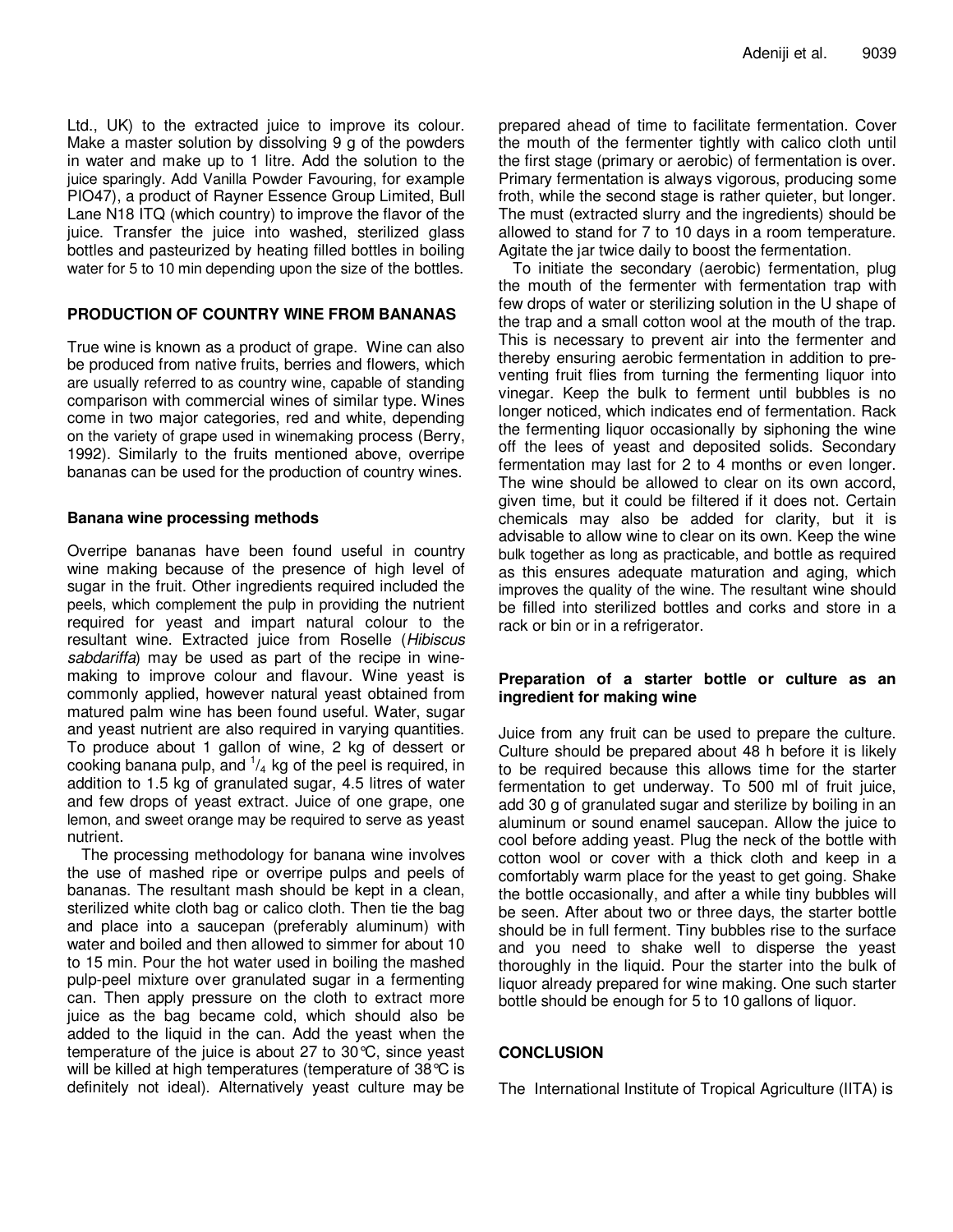Ltd., UK) to the extracted juice to improve its colour. Make a master solution by dissolving 9 g of the powders in water and make up to 1 litre. Add the solution to the juice sparingly. Add Vanilla Powder Favouring, for example PIO47), a product of Rayner Essence Group Limited, Bull Lane N18 ITQ (which country) to improve the flavor of the juice. Transfer the juice into washed, sterilized glass bottles and pasteurized by heating filled bottles in boiling water for 5 to 10 min depending upon the size of the bottles.

## PRODUCTION OF COUNTRY WINE FROM BANANAS

True wine is known as a product of grape. Wine can also be produced from native fruits, berries and flowers, which are usually referred to as country wine, capable of standing comparison with commercial wines of similar type. Wines come in two major categories, red and white, depending on the variety of grape used in winemaking process (Berry, 1992). Similarly to the fruits mentioned above, overripe bananas can be used for the production of country wines.

### Banana wine processing methods

Overripe bananas have been found useful in country wine making because of the presence of high level of sugar in the fruit. Other ingredients required included the peels, which complement the pulp in providing the nutrient required for yeast and impart natural colour to the resultant wine. Extracted juice from Roselle (*Hibiscus sabdariffa*) may be used as part of the recipe in wine-making to improve colour and flavour. Wine yeast is commonly applied, however natural yeast obtained from matured palm wine has been found useful. Water, sugar and yeast nutrient are also required in varying quantities. To produce about 1 gallon of wine, 2 kg of dessert or cooking banana pulp, and $^1/_4$ kg of the peel is required, in addition to 1.5 kg of granulated sugar, 4.5 litres of water and few drops of yeast extract. Juice of one grape, one lemon, and sweet orange may be required to serve as yeast nutrient.

The processing methodology for banana wine involves the use of mashed ripe or overripe pulps and peels of bananas. The resultant mash should be kept in a clean, sterilized white cloth bag or calico cloth. Then tie the bag and place into a saucepan (preferably aluminum) with water and boiled and then allowed to simmer for about 10 to 15 min. Pour the hot water used in boiling the mashed pulp-peel mixture over granulated sugar in a fermenting can. Then apply pressure on the cloth to extract more juice as the bag became cold, which should also be added to the liquid in the can. Add the yeast when the temperature of the juice is about 27 to 30°C, since yeast will be killed at high temperatures (temperature of 38°C is definitely not ideal). Alternatively yeast culture may be prepared ahead of time to facilitate fermentation. Cover the mouth of the fermenter tightly with calico cloth until the first stage (primary or aerobic) of fermentation is over. Primary fermentation is always vigorous, producing some froth, while the second stage is rather quieter, but longer. The must (extracted slurry and the ingredients) should be allowed to stand for 7 to 10 days in a room temperature. Agitate the jar twice daily to boost the fermentation.

To initiate the secondary (aerobic) fermentation, plug the mouth of the fermenter with fermentation trap with few drops of water or sterilizing solution in the U shape of the trap and a small cotton wool at the mouth of the trap. This is necessary to prevent air into the fermenter and thereby ensuring aerobic fermentation in addition to preventing fruit flies from turning the fermenting liquor into vinegar. Keep the bulk to ferment until bubbles is no longer noticed, which indicates end of fermentation. Rack the fermenting liquor occasionally by siphoning the wine off the lees of yeast and deposited solids. Secondary fermentation may last for 2 to 4 months or even longer. The wine should be allowed to clear on its own accord, given time, but it could be filtered if it does not. Certain chemicals may also be added for clarity, but it is advisable to allow wine to clear on its own. Keep the wine bulk together as long as practicable, and bottle as required as this ensures adequate maturation and aging, which improves the quality of the wine. The resultant wine should be filled into sterilized bottles and corks and store in a rack or bin or in a refrigerator.

### Preparation of a starter bottle or culture as an ingredient for making wine

Juice from any fruit can be used to prepare the culture. Culture should be prepared about 48 h before it is likely to be required because this allows time for the starter fermentation to get underway. To 500 ml of fruit juice, add 30 g of granulated sugar and sterilize by boiling in an aluminum or sound enamel saucepan. Allow the juice to cool before adding yeast. Plug the neck of the bottle with cotton wool or cover with a thick cloth and keep in a comfortably warm place for the yeast to get going. Shake the bottle occasionally, and after a while tiny bubbles will be seen. After about two or three days, the starter bottle should be in full ferment. Tiny bubbles rise to the surface and you need to shake well to disperse the yeast thoroughly in the liquid. Pour the starter into the bulk of liquor already prepared for wine making. One such starter bottle should be enough for 5 to 10 gallons of liquor.

## CONCLUSION

The International Institute of Tropical Agriculture (IITA) is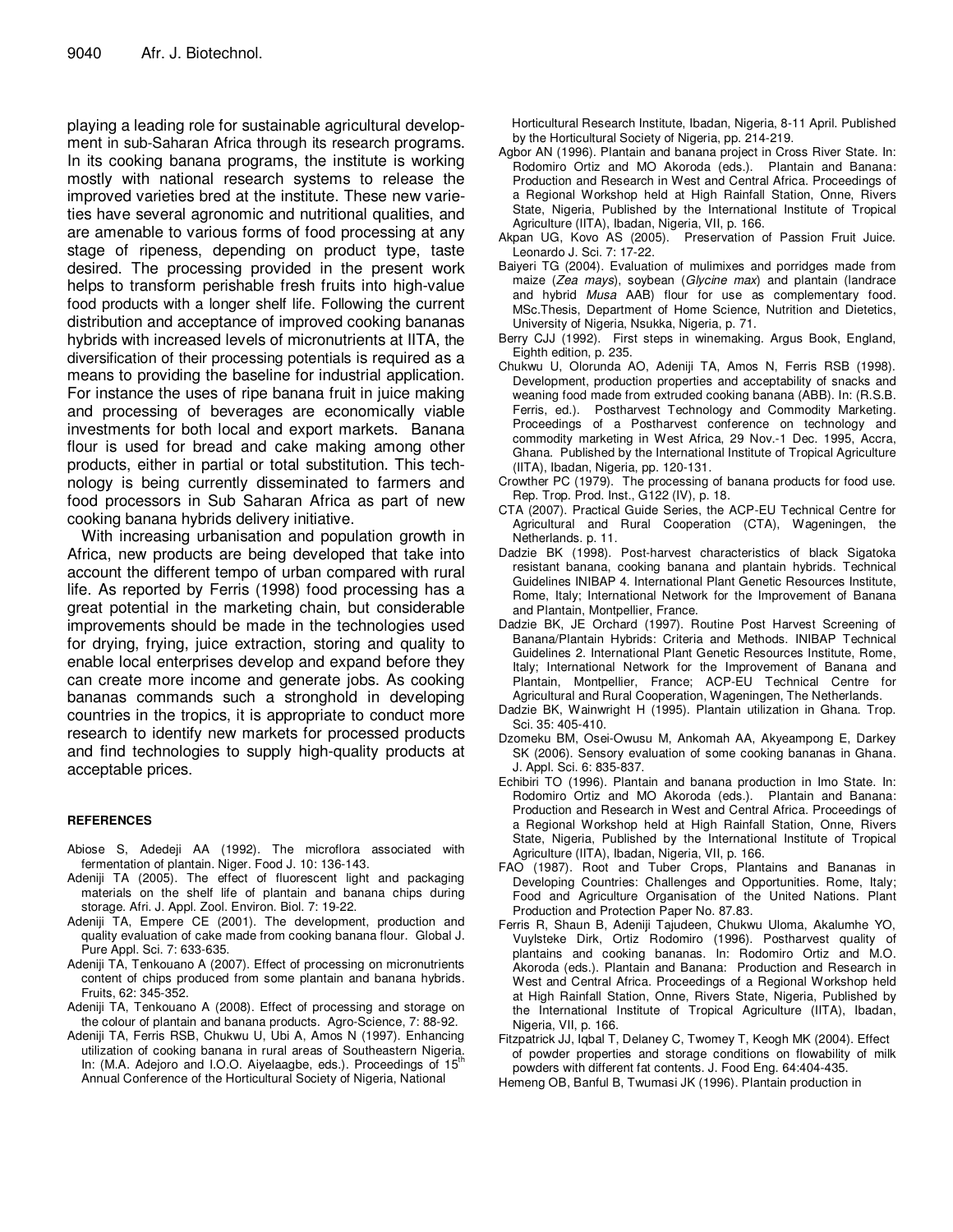playing a leading role for sustainable agricultural development in sub-Saharan Africa through its research programs. In its cooking banana programs, the institute is working mostly with national research systems to release the improved varieties bred at the institute. These new varieties have several agronomic and nutritional qualities, and are amenable to various forms of food processing at any stage of ripeness, depending on product type, taste desired. The processing provided in the present work helps to transform perishable fresh fruits into high-value food products with a longer shelf life. Following the current distribution and acceptance of improved cooking bananas hybrids with increased levels of micronutrients at IITA, the diversification of their processing potentials is required as a means to providing the baseline for industrial application. For instance the uses of ripe banana fruit in juice making and processing of beverages are economically viable investments for both local and export markets. Banana flour is used for bread and cake making among other products, either in partial or total substitution. This technology is being currently disseminated to farmers and food processors in Sub Saharan Africa as part of new cooking banana hybrids delivery initiative.

With increasing urbanisation and population growth in Africa, new products are being developed that take into account the different tempo of urban compared with rural life. As reported by Ferris (1998) food processing has a great potential in the marketing chain, but considerable improvements should be made in the technologies used for drying, frying, juice extraction, storing and quality to enable local enterprises develop and expand before they can create more income and generate jobs. As cooking bananas commands such a stronghold in developing countries in the tropics, it is appropriate to conduct more research to identify new markets for processed products and find technologies to supply high-quality products at acceptable prices.

## REFERENCES

Abiose S, Adedeji AA (1992). The microflora associated with fermentation of plantain. Niger. Food J. 10: 136-143.

Adeniji TA (2005). The effect of fluorescent light and packaging materials on the shelf life of plantain and banana chips during storage. Afri. J. Appl. Zool. Environ. Biol. 7: 19-22.

Adeniji TA, Empere CE (2001). The development, production and quality evaluation of cake made from cooking banana flour. Global J. Pure Appl. Sci. 7: 633-635.

Adeniji TA, Tenkouano A (2007). Effect of processing on micronutrients content of chips produced from some plantain and banana hybrids. Fruits, 62: 345-352.

Adeniji TA, Tenkouano A (2008). Effect of processing and storage on the colour of plantain and banana products. Agro-Science, 7: 88-92.

Adeniji TA, Ferris RSB, Chukwu U, Ubi A, Amos N (1997). Enhancing utilization of cooking banana in rural areas of Southeastern Nigeria. In: (M.A. Adejoro and I.O.O. Aiyelaagbe, eds.). Proceedings of 15th Annual Conference of the Horticultural Society of Nigeria, National Horticultural Research Institute, Ibadan, Nigeria, 8-11 April. Published by the Horticultural Society of Nigeria, pp. 214-219.

Agbor AN (1996). Plantain and banana project in Cross River State. In: Rodomiro Ortiz and MO Akoroda (eds.). Plantain and Banana: Production and Research in West and Central Africa. Proceedings of a Regional Workshop held at High Rainfall Station, Onne, Rivers State, Nigeria, Published by the International Institute of Tropical Agriculture (IITA), Ibadan, Nigeria, VII, p. 166.

Akpan UG, Kovo AS (2005). Preservation of Passion Fruit Juice. Leonardo J. Sci. 7: 17-22.

Baiyeri TG (2004). Evaluation of mulimixes and porridges made from maize (*Zea mays*), soybean (*Glycine max*) and plantain (landrace and hybrid *Musa* AAB) flour for use as complementary food. MSc.Thesis, Department of Home Science, Nutrition and Dietetics, University of Nigeria, Nsukka, Nigeria, p. 71.

Berry CJJ (1992). First steps in winemaking. Argus Book, England, Eighth edition, p. 235.

Chukwu U, Olorunda AO, Adeniji TA, Amos N, Ferris RSB (1998). Development, production properties and acceptability of snacks and weaning food made from extruded cooking banana (ABB). In: (R.S.B. Ferris, ed.). Postharvest Technology and Commodity Marketing. Proceedings of a Postharvest conference on technology and commodity marketing in West Africa, 29 Nov.-1 Dec. 1995, Accra, Ghana. Published by the International Institute of Tropical Agriculture (IITA), Ibadan, Nigeria, pp. 120-131.

Crowther PC (1979). The processing of banana products for food use. Rep. Trop. Prod. Inst., G122 (IV), p. 18.

CTA (2007). Practical Guide Series, the ACP-EU Technical Centre for Agricultural and Rural Cooperation (CTA), Wageningen, the Netherlands. p. 11.

Dadzie BK (1998). Post-harvest characteristics of black Sigatoka resistant banana, cooking banana and plantain hybrids. Technical Guidelines INIBAP 4. International Plant Genetic Resources Institute, Rome, Italy; International Network for the Improvement of Banana and Plantain, Montpellier, France.

Dadzie BK, JE Orchard (1997). Routine Post Harvest Screening of Banana/Plantain Hybrids: Criteria and Methods. INIBAP Technical Guidelines 2. International Plant Genetic Resources Institute, Rome, Italy; International Network for the Improvement of Banana and Plantain, Montpellier, France; ACP-EU Technical Centre for Agricultural and Rural Cooperation, Wageningen, The Netherlands.

Dadzie BK, Wainwright H (1995). Plantain utilization in Ghana. Trop. Sci. 35: 405-410.

Dzomeku BM, Osei-Owusu M, Ankomah AA, Akyeampong E, Darkey SK (2006). Sensory evaluation of some cooking bananas in Ghana. J. Appl. Sci. 6: 835-837.

Echibiri TO (1996). Plantain and banana production in Imo State. In: Rodomiro Ortiz and MO Akoroda (eds.). Plantain and Banana: Production and Research in West and Central Africa. Proceedings of a Regional Workshop held at High Rainfall Station, Onne, Rivers State, Nigeria, Published by the International Institute of Tropical Agriculture (IITA), Ibadan, Nigeria, VII, p. 166.

FAO (1987). Root and Tuber Crops, Plantains and Bananas in Developing Countries: Challenges and Opportunities. Rome, Italy; Food and Agriculture Organisation of the United Nations. Plant Production and Protection Paper No. 87.83.

Ferris R, Shaun B, Adeniji Tajudeen, Chukwu Uloma, Akalumhe YO, Vuylsteke Dirk, Ortiz Rodomiro (1996). Postharvest quality of plantains and cooking bananas. In: Rodomiro Ortiz and M.O. Akoroda (eds.). Plantain and Banana: Production and Research in West and Central Africa. Proceedings of a Regional Workshop held at High Rainfall Station, Onne, Rivers State, Nigeria, Published by the International Institute of Tropical Agriculture (IITA), Ibadan, Nigeria, VII, p. 166.

Fitzpatrick JJ, Iqbal T, Delaney C, Twomey T, Keogh MK (2004). Effect of powder properties and storage conditions on flowability of milk powders with different fat contents. J. Food Eng. 64:404-435.

Hemeng OB, Banful B, Twumasi JK (1996). Plantain production in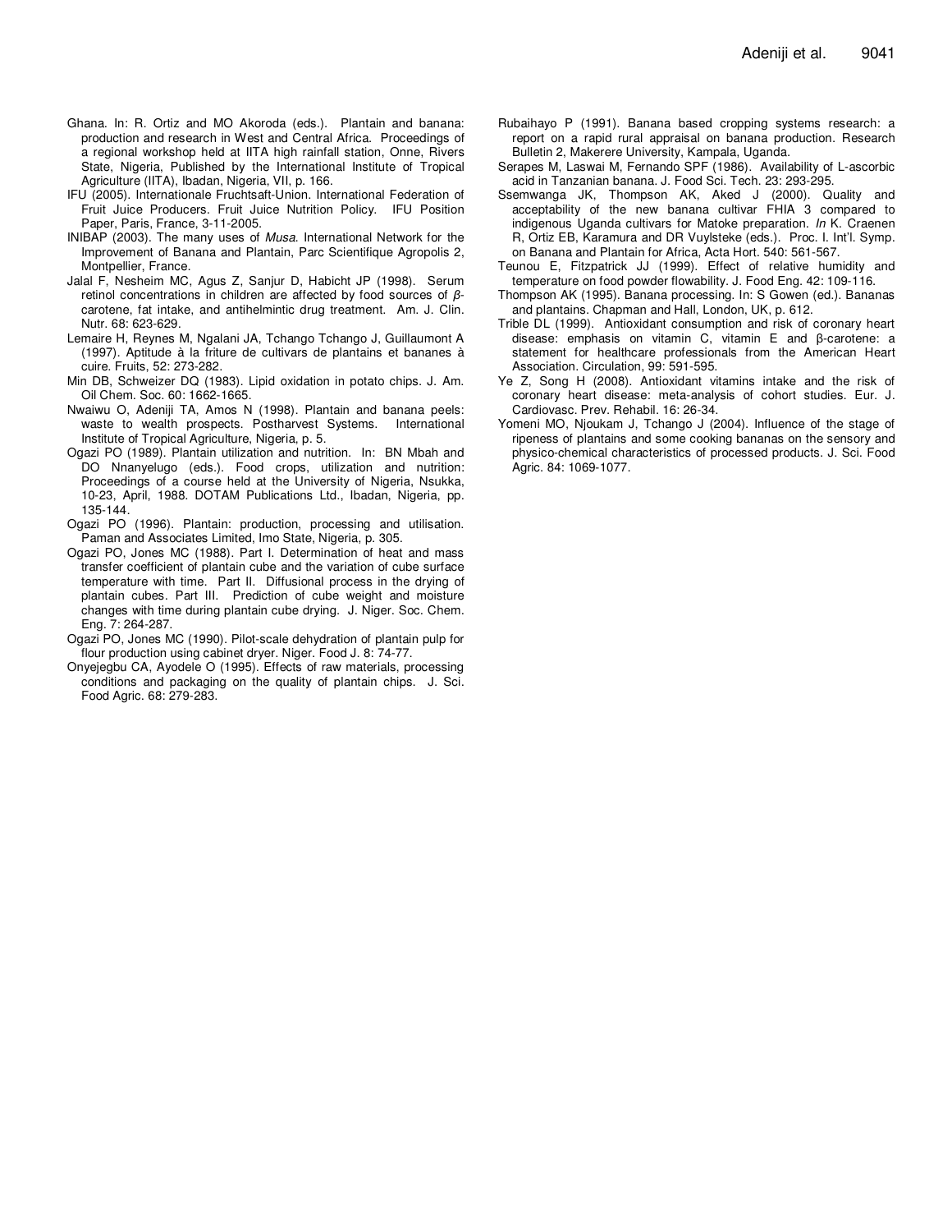Ghana. In: R. Ortiz and MO Akoroda (eds.). Plantain and banana: production and research in West and Central Africa. Proceedings of a regional workshop held at IITA high rainfall station, Onne, Rivers State, Nigeria, Published by the International Institute of Tropical Agriculture (IITA), Ibadan, Nigeria, VII, p. 166.

IFU (2005). Internationale Fruchtsaft-Union. International Federation of Fruit Juice Producers. Fruit Juice Nutrition Policy. IFU Position Paper, Paris, France, 3-11-2005.

INIBAP (2003). The many uses of *Musa*. International Network for the Improvement of Banana and Plantain, Parc Scientifique Agropolis 2, Montpellier, France.

Jalal F, Nesheim MC, Agus Z, Sanjur D, Habicht JP (1998). Serum retinol concentrations in children are affected by food sources of *β*-carotene, fat intake, and antihelmintic drug treatment. Am. J. Clin. Nutr. 68: 623-629.

Lemaire H, Reynes M, Ngalani JA, Tchango Tchango J, Guillaumont A (1997). Aptitude à la friture de cultivars de plantains et bananes à cuire. Fruits, 52: 273-282.

Min DB, Schweizer DQ (1983). Lipid oxidation in potato chips. J. Am. Oil Chem. Soc. 60: 1662-1665.

Nwaiwu O, Adeniji TA, Amos N (1998). Plantain and banana peels: waste to wealth prospects. Postharvest Systems. International Institute of Tropical Agriculture, Nigeria, p. 5.

Ogazi PO (1989). Plantain utilization and nutrition. In: BN Mbah and DO Nnanyelugo (eds.). Food crops, utilization and nutrition: Proceedings of a course held at the University of Nigeria, Nsukka, 10-23, April, 1988. DOTAM Publications Ltd., Ibadan, Nigeria, pp. 135-144.

Ogazi PO (1996). Plantain: production, processing and utilisation. Paman and Associates Limited, Imo State, Nigeria, p. 305.

Ogazi PO, Jones MC (1988). Part I. Determination of heat and mass transfer coefficient of plantain cube and the variation of cube surface temperature with time. Part II. Diffusional process in the drying of plantain cubes. Part III. Prediction of cube weight and moisture changes with time during plantain cube drying. J. Niger. Soc. Chem. Eng. 7: 264-287.

Ogazi PO, Jones MC (1990). Pilot-scale dehydration of plantain pulp for flour production using cabinet dryer. Niger. Food J. 8: 74-77.

Onyejegbu CA, Ayodele O (1995). Effects of raw materials, processing conditions and packaging on the quality of plantain chips. J. Sci. Food Agric. 68: 279-283.

Rubaihayo P (1991). Banana based cropping systems research: a report on a rapid rural appraisal on banana production. Research Bulletin 2, Makerere University, Kampala, Uganda.

Serapes M, Laswai M, Fernando SPF (1986). Availability of L-ascorbic acid in Tanzanian banana. J. Food Sci. Tech. 23: 293-295.

Ssemwanga JK, Thompson AK, Aked J (2000). Quality and acceptability of the new banana cultivar FHIA 3 compared to indigenous Uganda cultivars for Matoke preparation. *In* K. Craenen R, Ortiz EB, Karamura and DR Vuylsteke (eds.). Proc. I. Int'l. Symp. on Banana and Plantain for Africa, Acta Hort. 540: 561-567.

Teunou E, Fitzpatrick JJ (1999). Effect of relative humidity and temperature on food powder flowability. J. Food Eng. 42: 109-116.

Thompson AK (1995). Banana processing. In: S Gowen (ed.). Bananas and plantains. Chapman and Hall, London, UK, p. 612.

Trible DL (1999). Antioxidant consumption and risk of coronary heart disease: emphasis on vitamin C, vitamin E and β-carotene: a statement for healthcare professionals from the American Heart Association. Circulation, 99: 591-595.

Ye Z, Song H (2008). Antioxidant vitamins intake and the risk of coronary heart disease: meta-analysis of cohort studies. Eur. J. Cardiovasc. Prev. Rehabil. 16: 26-34.

Yomeni MO, Njoukam J, Tchango J (2004). Influence of the stage of ripeness of plantains and some cooking bananas on the sensory and physico-chemical characteristics of processed products. J. Sci. Food Agric. 84: 1069-1077.